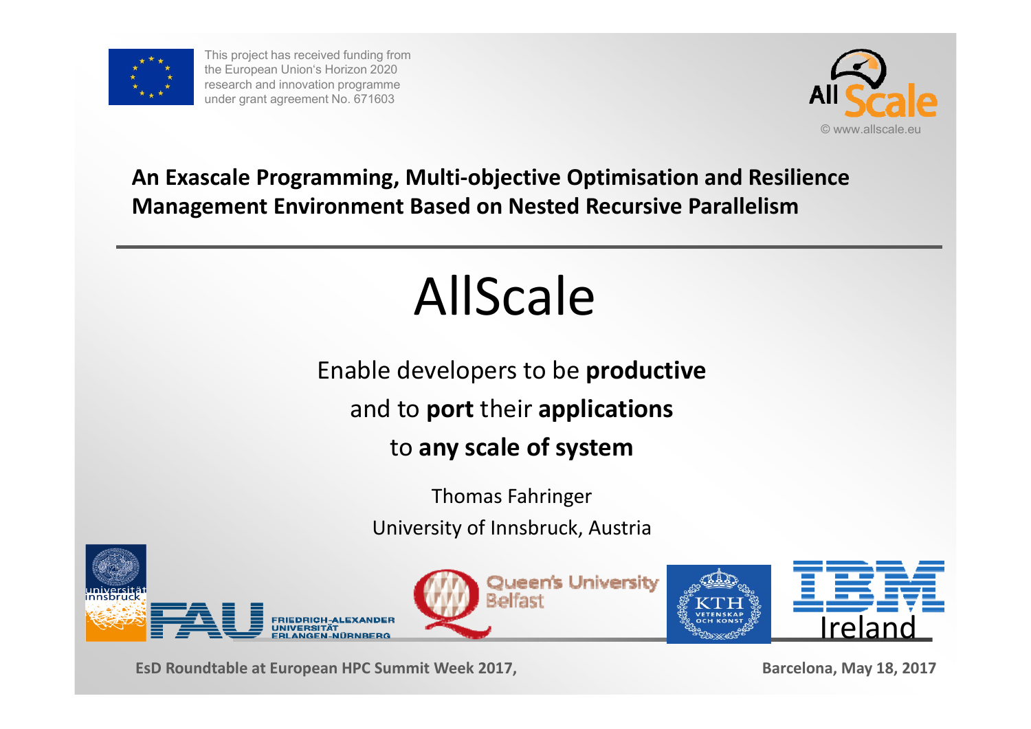This project has received funding from the European Union's Horizon 2020 research and innovation programme under grant agreement No. 671603

© www.allscale.eu

**An Exascale Programming, Multi-objective Optimisation and Resilience Management Environment Based on Nested Recursive Parallelism**

# AllScale

Enable developers to be **productive**

and to **port** their **applications**

to **any scale of system**

Thomas Fahringer

University of Innsbruck, Austria

**EsD Roundtable at European HPC Summit Week 2017,** **Barcelona, May 18, 2017**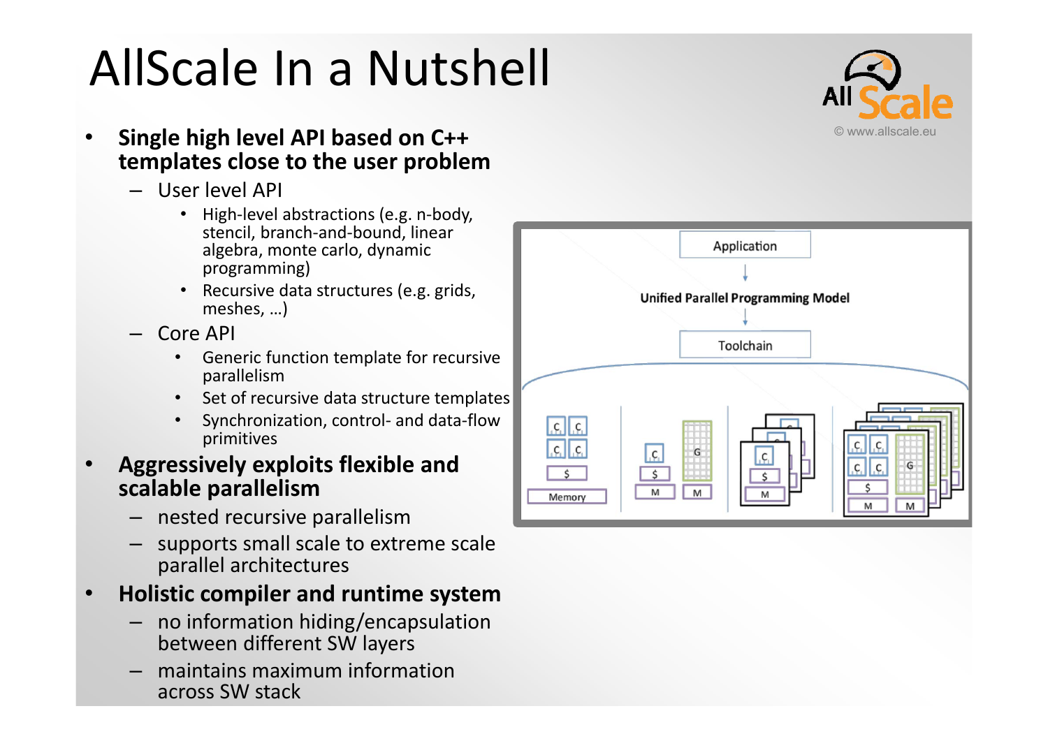# AllScale In a Nutshell

- **Single high level API based on C++ templates close to the user problem**
  - User level API
    - High-level abstractions (e.g. n-body, stencil, branch-and-bound, linear algebra, monte carlo, dynamic programming)
    - Recursive data structures (e.g. grids, meshes, …)
  - Core API
    - Generic function template for recursive parallelism
    - Set of recursive data structure templates
    - Synchronization, control- and data-flow primitives
- **Aggressively exploits flexible and scalable parallelism**
  - nested recursive parallelism
  - supports small scale to extreme scale parallel architectures
- **Holistic compiler and runtime system**
  - no information hiding/encapsulation between different SW layers
  - maintains maximum information across SW stack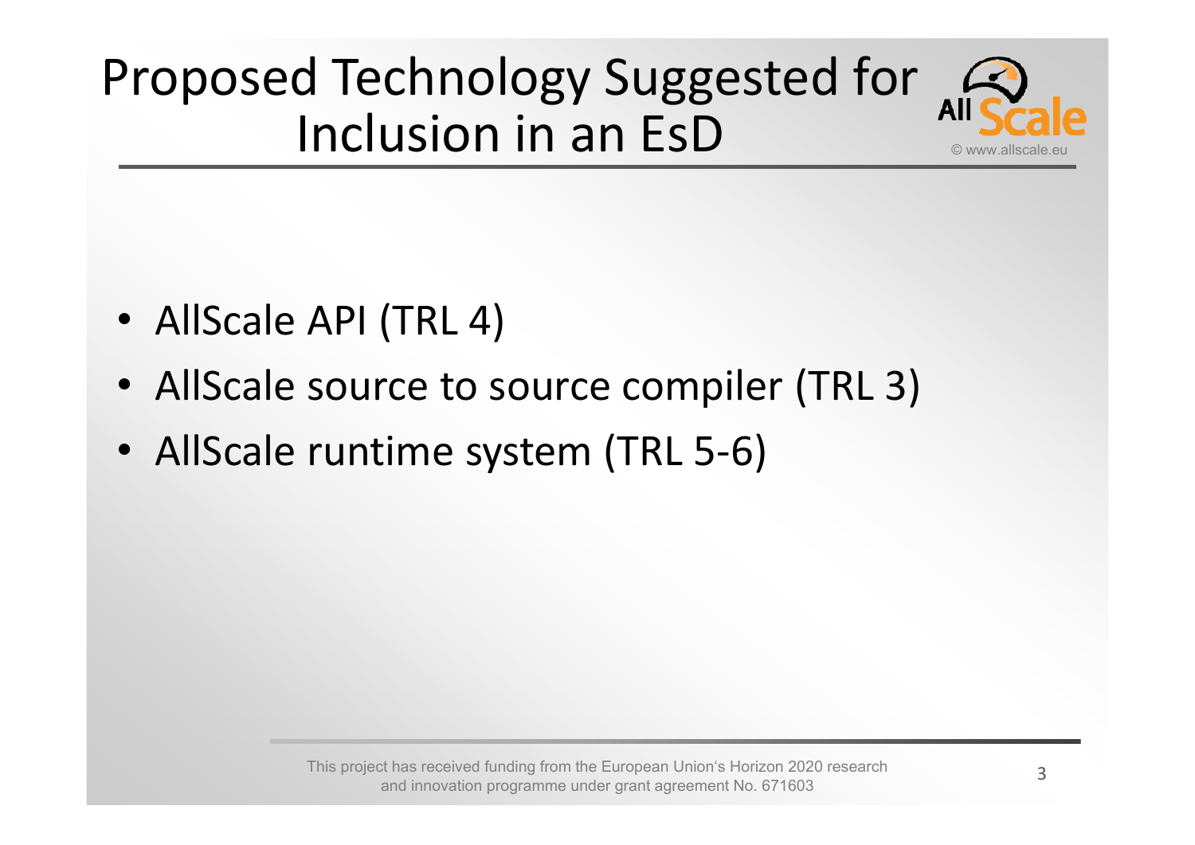# Proposed Technology Suggested for Inclusion in an EsD

- AllScale API (TRL 4)
- AllScale source to source compiler (TRL 3)
- AllScale runtime system (TRL 5-6)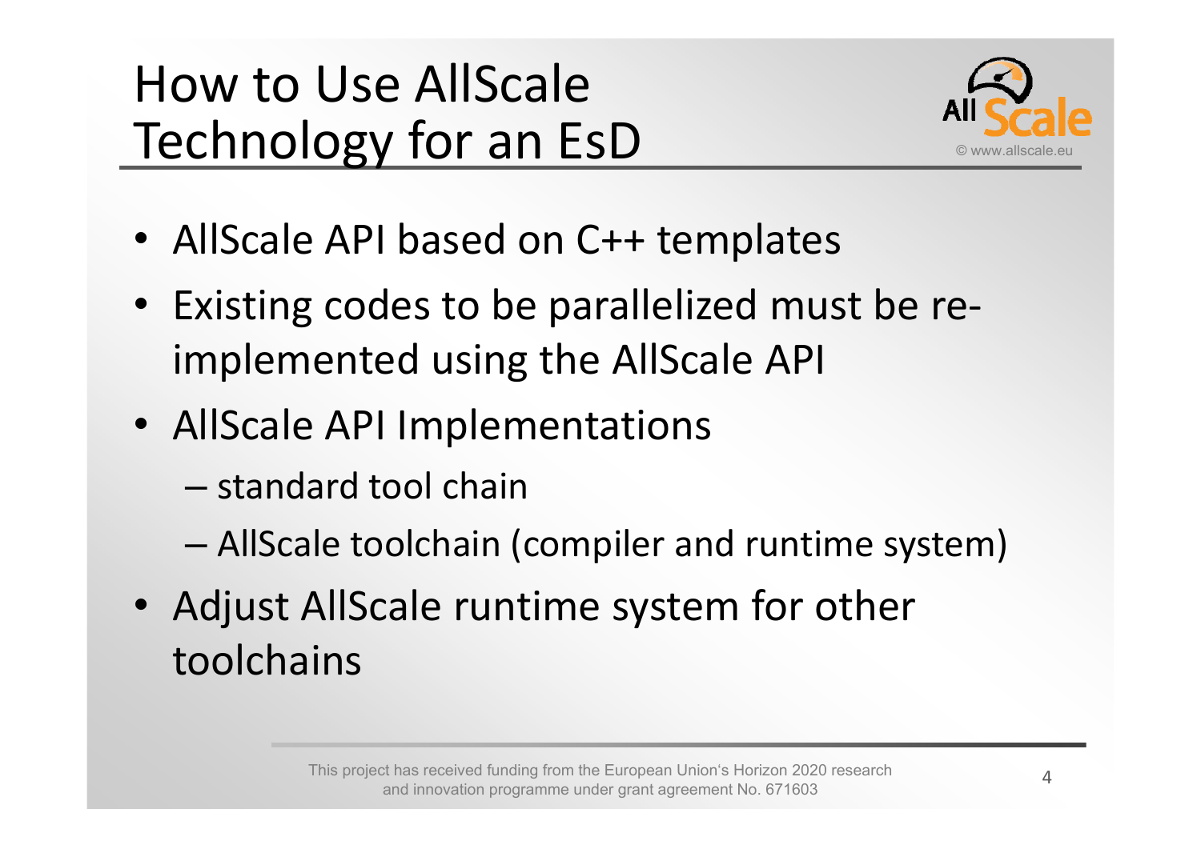# How to Use AllScale Technology for an EsD

- AllScale API based on C++ templates
- Existing codes to be parallelized must be re-implemented using the AllScale API
- AllScale API Implementations
  - standard tool chain
  - AllScale toolchain (compiler and runtime system)
- Adjust AllScale runtime system for other toolchains

This project has received funding from the European Union's Horizon 2020 research and innovation programme under grant agreement No. 671603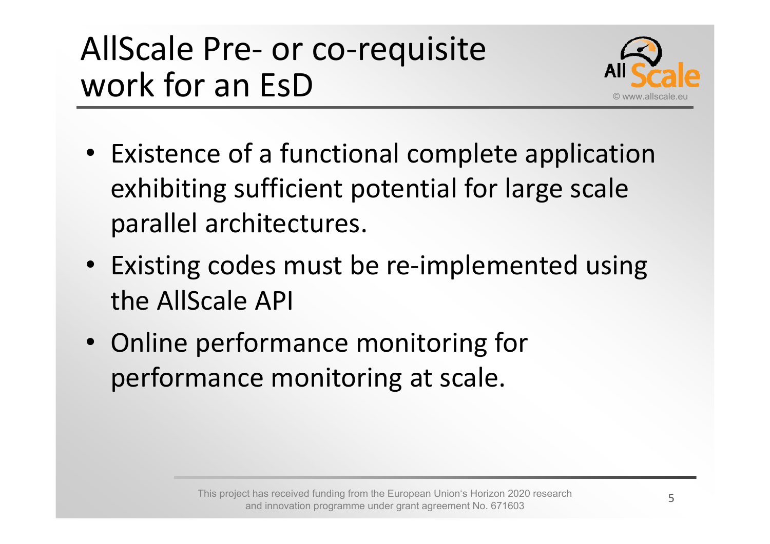# AllScale Pre- or co-requisite work for an EsD

- Existence of a functional complete application exhibiting sufficient potential for large scale parallel architectures.
- Existing codes must be re-implemented using the AllScale API
- Online performance monitoring for performance monitoring at scale.

This project has received funding from the European Union's Horizon 2020 research and innovation programme under grant agreement No. 671603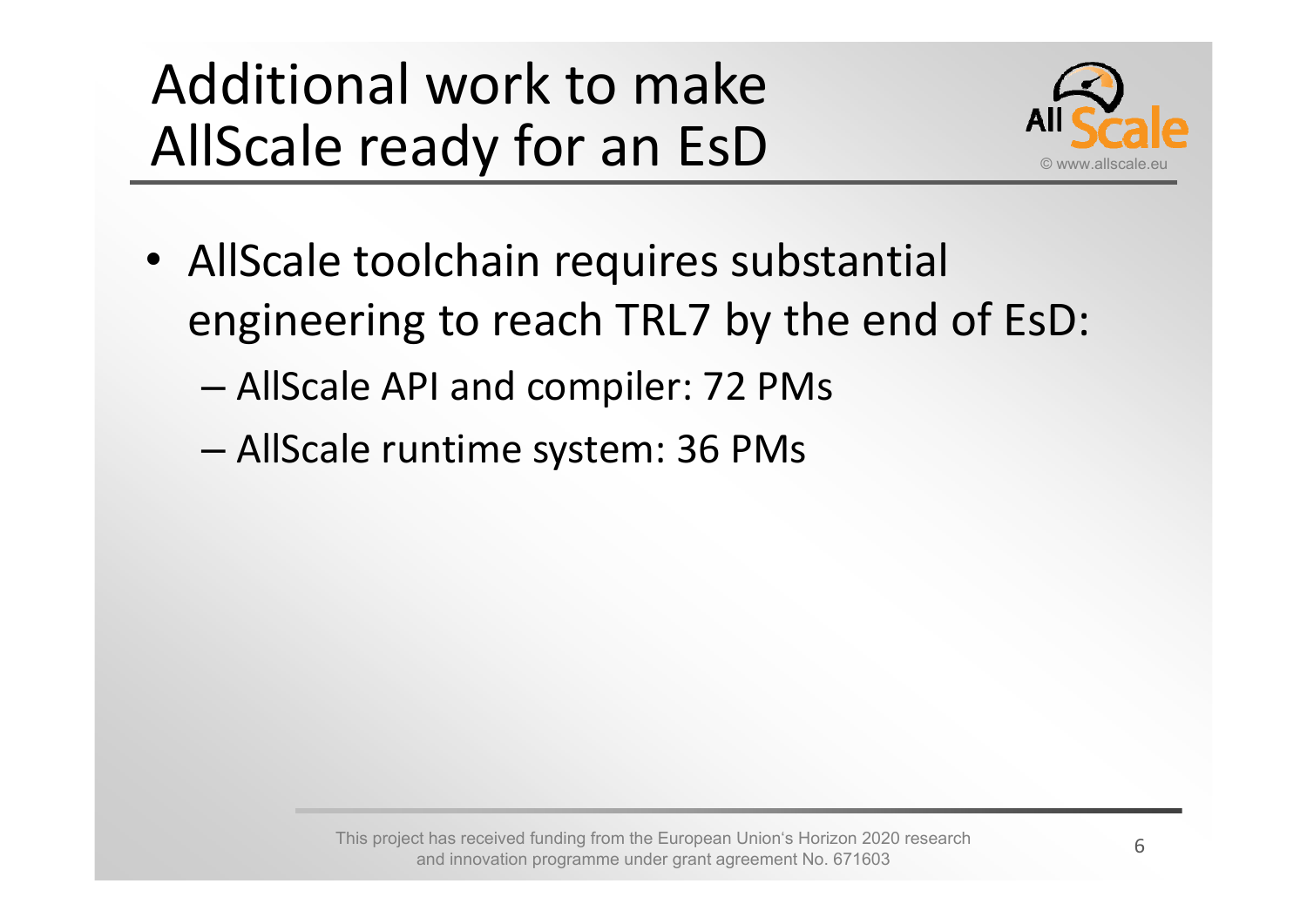# Additional work to make AllScale ready for an EsD

- AllScale toolchain requires substantial engineering to reach TRL7 by the end of EsD:
  - AllScale API and compiler: 72 PMs
  - AllScale runtime system: 36 PMs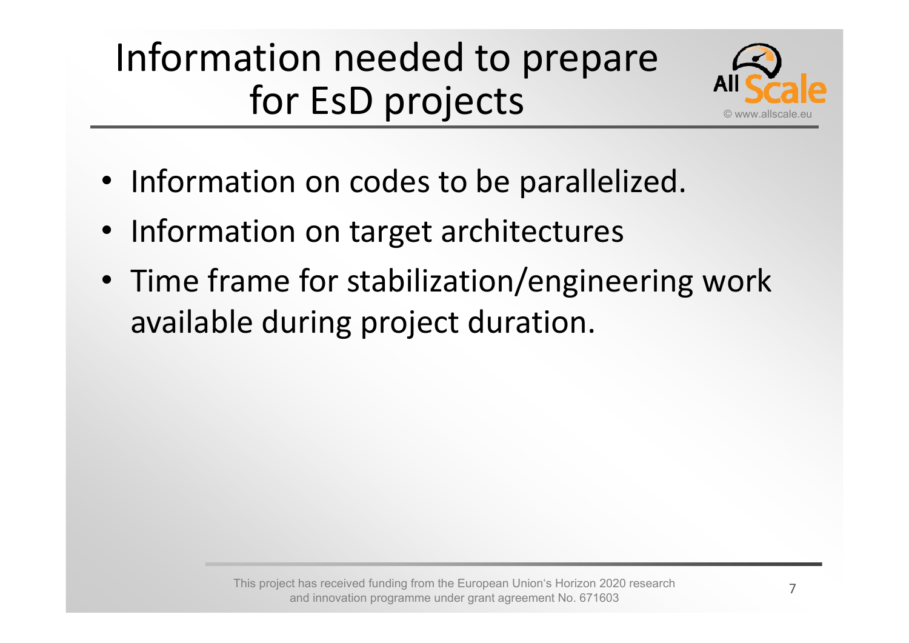# Information needed to prepare for EsD projects

- Information on codes to be parallelized.
- Information on target architectures
- Time frame for stabilization/engineering work available during project duration.

This project has received funding from the European Union's Horizon 2020 research and innovation programme under grant agreement No. 671603